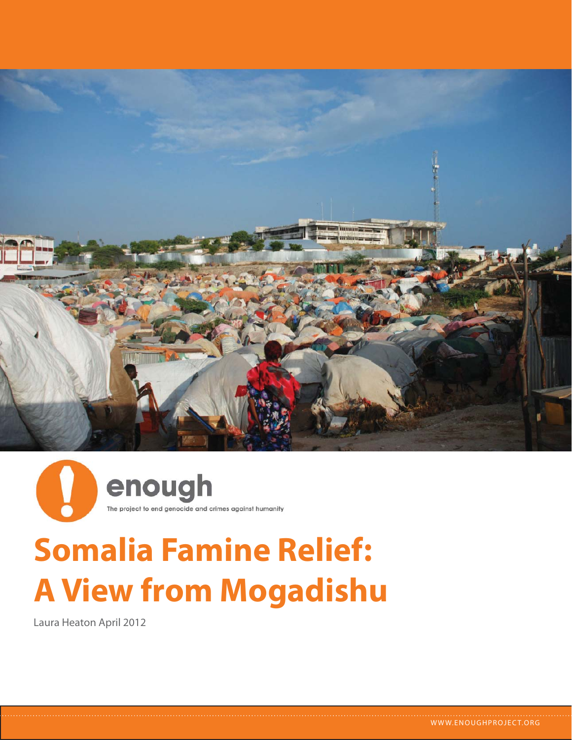enough

The project to end genocide and crimes against humanity

# Somalia Famine Relief: A View from Mogadishu

Laura Heaton April 2012

WWW.ENOUGHPROJECT.ORG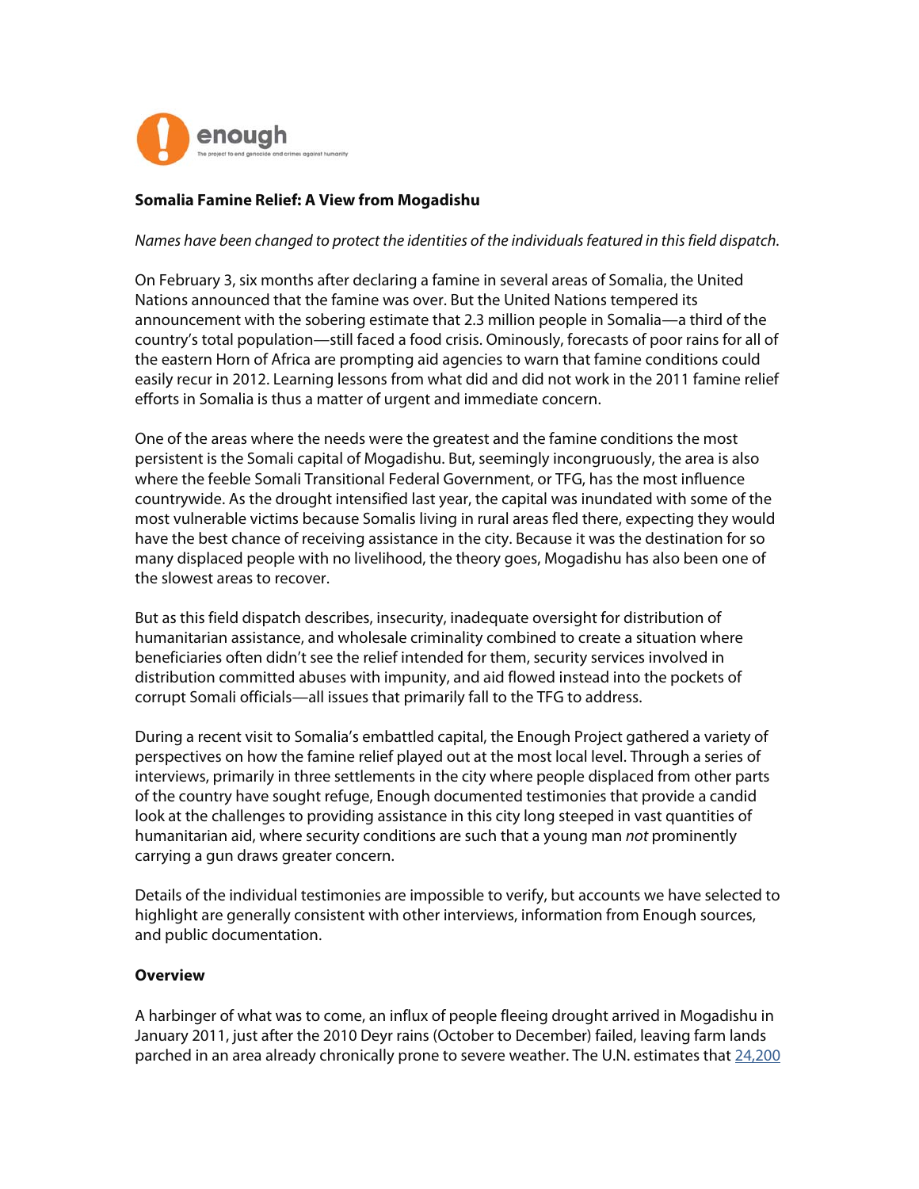enough

The project to end genocide and crimes against humanity

**Somalia Famine Relief: A View from Mogadishu**

*Names have been changed to protect the identities of the individuals featured in this field dispatch.*

On February 3, six months after declaring a famine in several areas of Somalia, the United Nations announced that the famine was over. But the United Nations tempered its announcement with the sobering estimate that 2.3 million people in Somalia—a third of the country's total population—still faced a food crisis. Ominously, forecasts of poor rains for all of the eastern Horn of Africa are prompting aid agencies to warn that famine conditions could easily recur in 2012. Learning lessons from what did and did not work in the 2011 famine relief efforts in Somalia is thus a matter of urgent and immediate concern.

One of the areas where the needs were the greatest and the famine conditions the most persistent is the Somali capital of Mogadishu. But, seemingly incongruously, the area is also where the feeble Somali Transitional Federal Government, or TFG, has the most influence countrywide. As the drought intensified last year, the capital was inundated with some of the most vulnerable victims because Somalis living in rural areas fled there, expecting they would have the best chance of receiving assistance in the city. Because it was the destination for so many displaced people with no livelihood, the theory goes, Mogadishu has also been one of the slowest areas to recover.

But as this field dispatch describes, insecurity, inadequate oversight for distribution of humanitarian assistance, and wholesale criminality combined to create a situation where beneficiaries often didn't see the relief intended for them, security services involved in distribution committed abuses with impunity, and aid flowed instead into the pockets of corrupt Somali officials—all issues that primarily fall to the TFG to address.

During a recent visit to Somalia's embattled capital, the Enough Project gathered a variety of perspectives on how the famine relief played out at the most local level. Through a series of interviews, primarily in three settlements in the city where people displaced from other parts of the country have sought refuge, Enough documented testimonies that provide a candid look at the challenges to providing assistance in this city long steeped in vast quantities of humanitarian aid, where security conditions are such that a young man *not* prominently carrying a gun draws greater concern.

Details of the individual testimonies are impossible to verify, but accounts we have selected to highlight are generally consistent with other interviews, information from Enough sources, and public documentation.

**Overview**

A harbinger of what was to come, an influx of people fleeing drought arrived in Mogadishu in January 2011, just after the 2010 Deyr rains (October to December) failed, leaving farm lands parched in an area already chronically prone to severe weather. The U.N. estimates that 24,200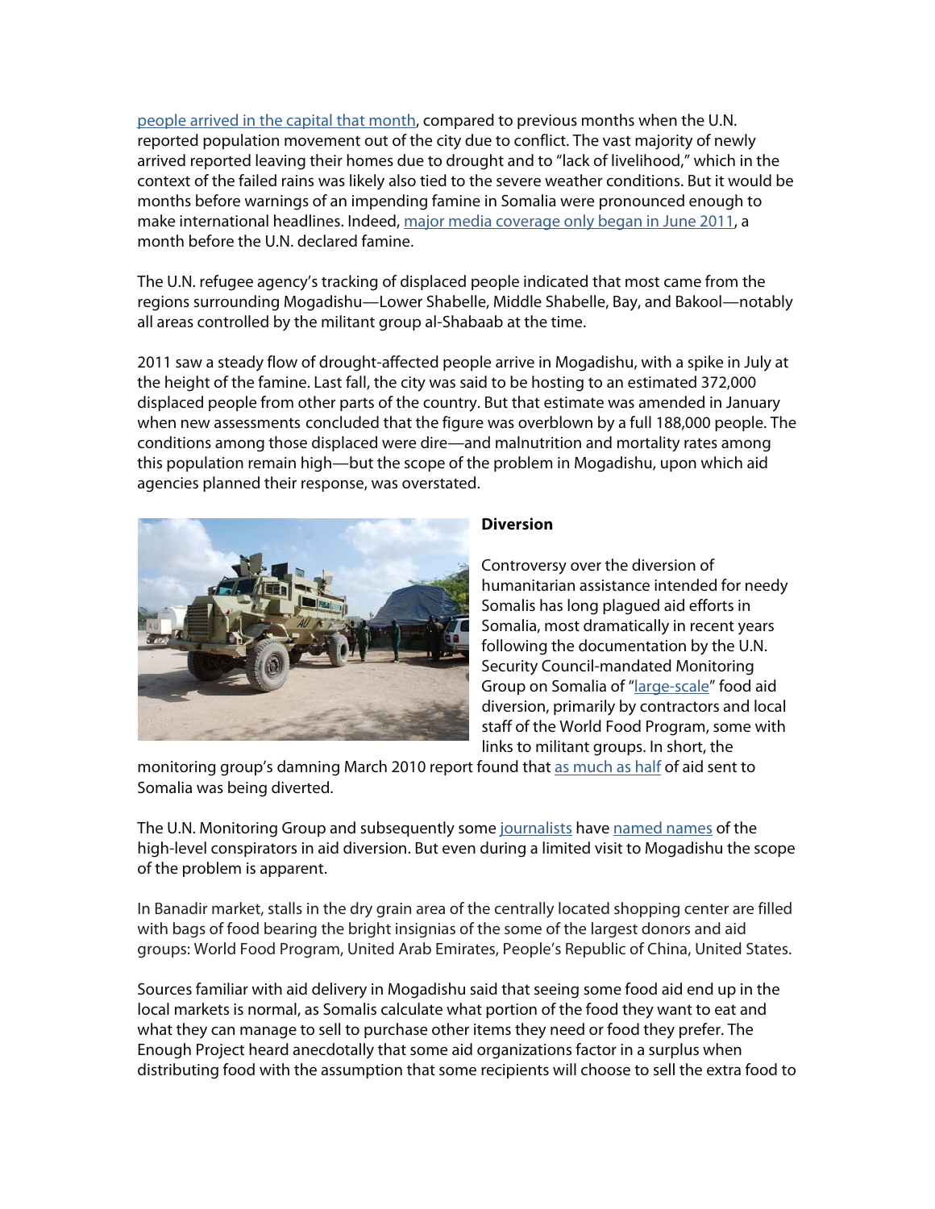people arrived in the capital that month, compared to previous months when the U.N. reported population movement out of the city due to conflict. The vast majority of newly arrived reported leaving their homes due to drought and to "lack of livelihood," which in the context of the failed rains was likely also tied to the severe weather conditions. But it would be months before warnings of an impending famine in Somalia were pronounced enough to make international headlines. Indeed, major media coverage only began in June 2011, a month before the U.N. declared famine.

The U.N. refugee agency's tracking of displaced people indicated that most came from the regions surrounding Mogadishu—Lower Shabelle, Middle Shabelle, Bay, and Bakool—notably all areas controlled by the militant group al-Shabaab at the time.

2011 saw a steady flow of drought-affected people arrive in Mogadishu, with a spike in July at the height of the famine. Last fall, the city was said to be hosting to an estimated 372,000 displaced people from other parts of the country. But that estimate was amended in January when new assessments concluded that the figure was overblown by a full 188,000 people. The conditions among those displaced were dire—and malnutrition and mortality rates among this population remain high—but the scope of the problem in Mogadishu, upon which aid agencies planned their response, was overstated.

**Diversion**

Controversy over the diversion of humanitarian assistance intended for needy Somalis has long plagued aid efforts in Somalia, most dramatically in recent years following the documentation by the U.N. Security Council-mandated Monitoring Group on Somalia of "large-scale" food aid diversion, primarily by contractors and local staff of the World Food Program, some with links to militant groups. In short, the monitoring group's damning March 2010 report found that as much as half of aid sent to Somalia was being diverted.

The U.N. Monitoring Group and subsequently some journalists have named names of the high-level conspirators in aid diversion. But even during a limited visit to Mogadishu the scope of the problem is apparent.

In Banadir market, stalls in the dry grain area of the centrally located shopping center are filled with bags of food bearing the bright insignias of the some of the largest donors and aid groups: World Food Program, United Arab Emirates, People's Republic of China, United States.

Sources familiar with aid delivery in Mogadishu said that seeing some food aid end up in the local markets is normal, as Somalis calculate what portion of the food they want to eat and what they can manage to sell to purchase other items they need or food they prefer. The Enough Project heard anecdotally that some aid organizations factor in a surplus when distributing food with the assumption that some recipients will choose to sell the extra food to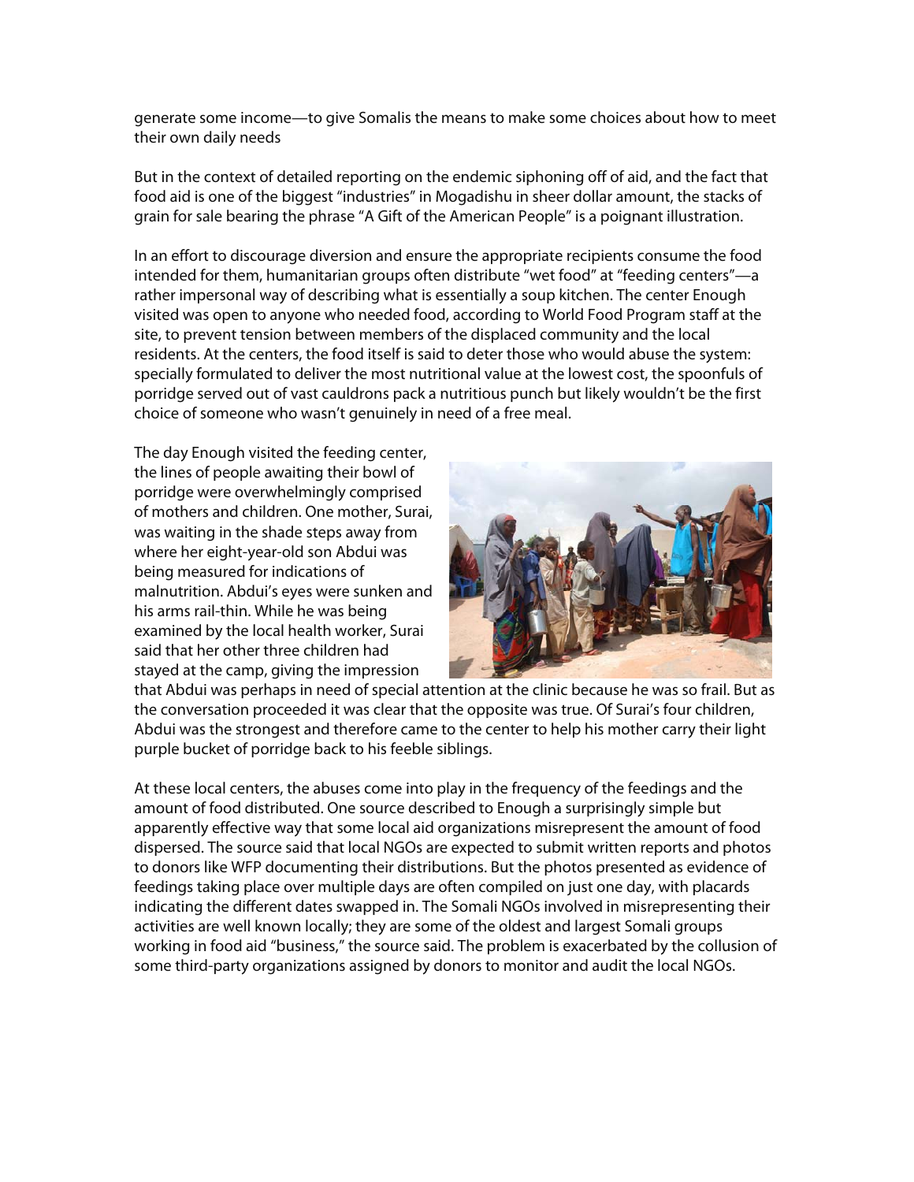generate some income—to give Somalis the means to make some choices about how to meet their own daily needs

But in the context of detailed reporting on the endemic siphoning off of aid, and the fact that food aid is one of the biggest "industries" in Mogadishu in sheer dollar amount, the stacks of grain for sale bearing the phrase "A Gift of the American People" is a poignant illustration.

In an effort to discourage diversion and ensure the appropriate recipients consume the food intended for them, humanitarian groups often distribute "wet food" at "feeding centers"—a rather impersonal way of describing what is essentially a soup kitchen. The center Enough visited was open to anyone who needed food, according to World Food Program staff at the site, to prevent tension between members of the displaced community and the local residents. At the centers, the food itself is said to deter those who would abuse the system: specially formulated to deliver the most nutritional value at the lowest cost, the spoonfuls of porridge served out of vast cauldrons pack a nutritious punch but likely wouldn't be the first choice of someone who wasn't genuinely in need of a free meal.

The day Enough visited the feeding center, the lines of people awaiting their bowl of porridge were overwhelmingly comprised of mothers and children. One mother, Surai, was waiting in the shade steps away from where her eight-year-old son Abdui was being measured for indications of malnutrition. Abdui's eyes were sunken and his arms rail-thin. While he was being examined by the local health worker, Surai said that her other three children had stayed at the camp, giving the impression that Abdui was perhaps in need of special attention at the clinic because he was so frail. But as the conversation proceeded it was clear that the opposite was true. Of Surai's four children, Abdui was the strongest and therefore came to the center to help his mother carry their light purple bucket of porridge back to his feeble siblings.

At these local centers, the abuses come into play in the frequency of the feedings and the amount of food distributed. One source described to Enough a surprisingly simple but apparently effective way that some local aid organizations misrepresent the amount of food dispersed. The source said that local NGOs are expected to submit written reports and photos to donors like WFP documenting their distributions. But the photos presented as evidence of feedings taking place over multiple days are often compiled on just one day, with placards indicating the different dates swapped in. The Somali NGOs involved in misrepresenting their activities are well known locally; they are some of the oldest and largest Somali groups working in food aid "business," the source said. The problem is exacerbated by the collusion of some third-party organizations assigned by donors to monitor and audit the local NGOs.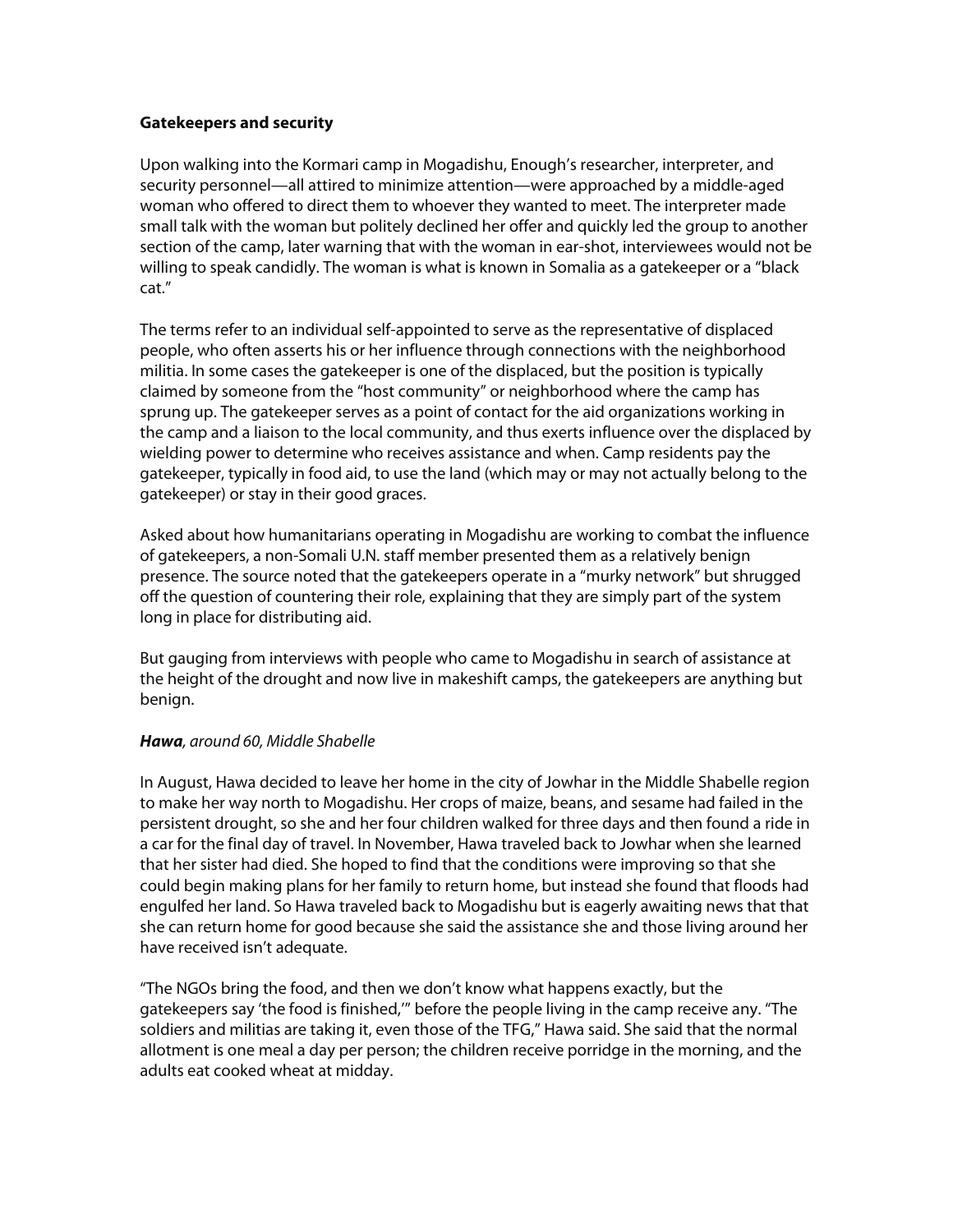**Gatekeepers and security**

Upon walking into the Kormari camp in Mogadishu, Enough's researcher, interpreter, and security personnel—all attired to minimize attention—were approached by a middle-aged woman who offered to direct them to whoever they wanted to meet. The interpreter made small talk with the woman but politely declined her offer and quickly led the group to another section of the camp, later warning that with the woman in ear-shot, interviewees would not be willing to speak candidly. The woman is what is known in Somalia as a gatekeeper or a "black cat."

The terms refer to an individual self-appointed to serve as the representative of displaced people, who often asserts his or her influence through connections with the neighborhood militia. In some cases the gatekeeper is one of the displaced, but the position is typically claimed by someone from the "host community" or neighborhood where the camp has sprung up. The gatekeeper serves as a point of contact for the aid organizations working in the camp and a liaison to the local community, and thus exerts influence over the displaced by wielding power to determine who receives assistance and when. Camp residents pay the gatekeeper, typically in food aid, to use the land (which may or may not actually belong to the gatekeeper) or stay in their good graces.

Asked about how humanitarians operating in Mogadishu are working to combat the influence of gatekeepers, a non-Somali U.N. staff member presented them as a relatively benign presence. The source noted that the gatekeepers operate in a "murky network" but shrugged off the question of countering their role, explaining that they are simply part of the system long in place for distributing aid.

But gauging from interviews with people who came to Mogadishu in search of assistance at the height of the drought and now live in makeshift camps, the gatekeepers are anything but benign.

***Hawa**, around 60, Middle Shabelle*

In August, Hawa decided to leave her home in the city of Jowhar in the Middle Shabelle region to make her way north to Mogadishu. Her crops of maize, beans, and sesame had failed in the persistent drought, so she and her four children walked for three days and then found a ride in a car for the final day of travel. In November, Hawa traveled back to Jowhar when she learned that her sister had died. She hoped to find that the conditions were improving so that she could begin making plans for her family to return home, but instead she found that floods had engulfed her land. So Hawa traveled back to Mogadishu but is eagerly awaiting news that that she can return home for good because she said the assistance she and those living around her have received isn't adequate.

"The NGOs bring the food, and then we don't know what happens exactly, but the gatekeepers say 'the food is finished,'" before the people living in the camp receive any. "The soldiers and militias are taking it, even those of the TFG," Hawa said. She said that the normal allotment is one meal a day per person; the children receive porridge in the morning, and the adults eat cooked wheat at midday.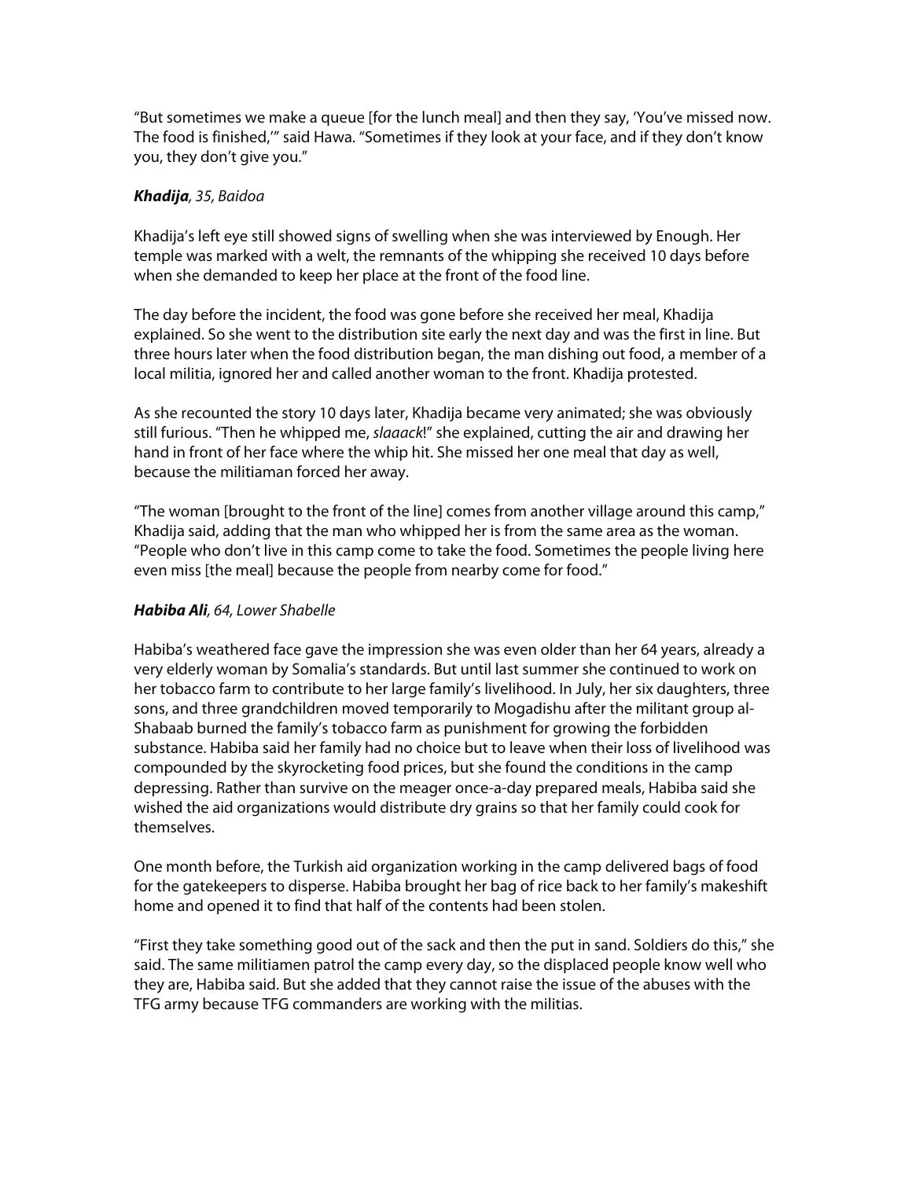"But sometimes we make a queue [for the lunch meal] and then they say, 'You've missed now. The food is finished,'" said Hawa. "Sometimes if they look at your face, and if they don't know you, they don't give you."

***Khadija**, 35, Baidoa*

Khadija's left eye still showed signs of swelling when she was interviewed by Enough. Her temple was marked with a welt, the remnants of the whipping she received 10 days before when she demanded to keep her place at the front of the food line.

The day before the incident, the food was gone before she received her meal, Khadija explained. So she went to the distribution site early the next day and was the first in line. But three hours later when the food distribution began, the man dishing out food, a member of a local militia, ignored her and called another woman to the front. Khadija protested.

As she recounted the story 10 days later, Khadija became very animated; she was obviously still furious. "Then he whipped me, *slaaack*!" she explained, cutting the air and drawing her hand in front of her face where the whip hit. She missed her one meal that day as well, because the militiaman forced her away.

"The woman [brought to the front of the line] comes from another village around this camp," Khadija said, adding that the man who whipped her is from the same area as the woman. "People who don't live in this camp come to take the food. Sometimes the people living here even miss [the meal] because the people from nearby come for food."

***Habiba Ali**, 64, Lower Shabelle*

Habiba's weathered face gave the impression she was even older than her 64 years, already a very elderly woman by Somalia's standards. But until last summer she continued to work on her tobacco farm to contribute to her large family's livelihood. In July, her six daughters, three sons, and three grandchildren moved temporarily to Mogadishu after the militant group al-Shabaab burned the family's tobacco farm as punishment for growing the forbidden substance. Habiba said her family had no choice but to leave when their loss of livelihood was compounded by the skyrocketing food prices, but she found the conditions in the camp depressing. Rather than survive on the meager once-a-day prepared meals, Habiba said she wished the aid organizations would distribute dry grains so that her family could cook for themselves.

One month before, the Turkish aid organization working in the camp delivered bags of food for the gatekeepers to disperse. Habiba brought her bag of rice back to her family's makeshift home and opened it to find that half of the contents had been stolen.

"First they take something good out of the sack and then the put in sand. Soldiers do this," she said. The same militiamen patrol the camp every day, so the displaced people know well who they are, Habiba said. But she added that they cannot raise the issue of the abuses with the TFG army because TFG commanders are working with the militias.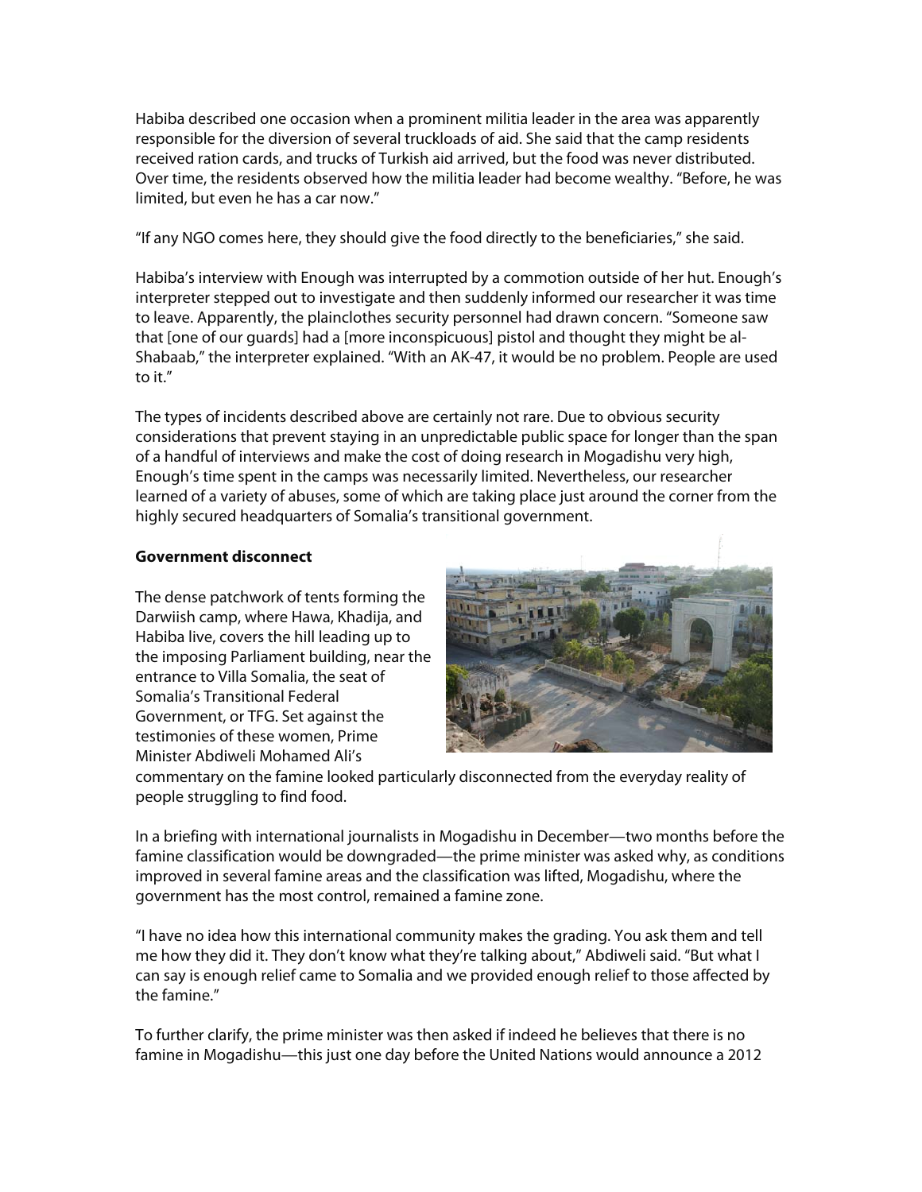Habiba described one occasion when a prominent militia leader in the area was apparently responsible for the diversion of several truckloads of aid. She said that the camp residents received ration cards, and trucks of Turkish aid arrived, but the food was never distributed. Over time, the residents observed how the militia leader had become wealthy. "Before, he was limited, but even he has a car now."

"If any NGO comes here, they should give the food directly to the beneficiaries," she said.

Habiba's interview with Enough was interrupted by a commotion outside of her hut. Enough's interpreter stepped out to investigate and then suddenly informed our researcher it was time to leave. Apparently, the plainclothes security personnel had drawn concern. "Someone saw that [one of our guards] had a [more inconspicuous] pistol and thought they might be al-Shabaab," the interpreter explained. "With an AK-47, it would be no problem. People are used to it."

The types of incidents described above are certainly not rare. Due to obvious security considerations that prevent staying in an unpredictable public space for longer than the span of a handful of interviews and make the cost of doing research in Mogadishu very high, Enough's time spent in the camps was necessarily limited. Nevertheless, our researcher learned of a variety of abuses, some of which are taking place just around the corner from the highly secured headquarters of Somalia's transitional government.

**Government disconnect**

The dense patchwork of tents forming the Darwiish camp, where Hawa, Khadija, and Habiba live, covers the hill leading up to the imposing Parliament building, near the entrance to Villa Somalia, the seat of Somalia's Transitional Federal Government, or TFG. Set against the testimonies of these women, Prime Minister Abdiweli Mohamed Ali's commentary on the famine looked particularly disconnected from the everyday reality of people struggling to find food.

In a briefing with international journalists in Mogadishu in December—two months before the famine classification would be downgraded—the prime minister was asked why, as conditions improved in several famine areas and the classification was lifted, Mogadishu, where the government has the most control, remained a famine zone.

"I have no idea how this international community makes the grading. You ask them and tell me how they did it. They don't know what they're talking about," Abdiweli said. "But what I can say is enough relief came to Somalia and we provided enough relief to those affected by the famine."

To further clarify, the prime minister was then asked if indeed he believes that there is no famine in Mogadishu—this just one day before the United Nations would announce a 2012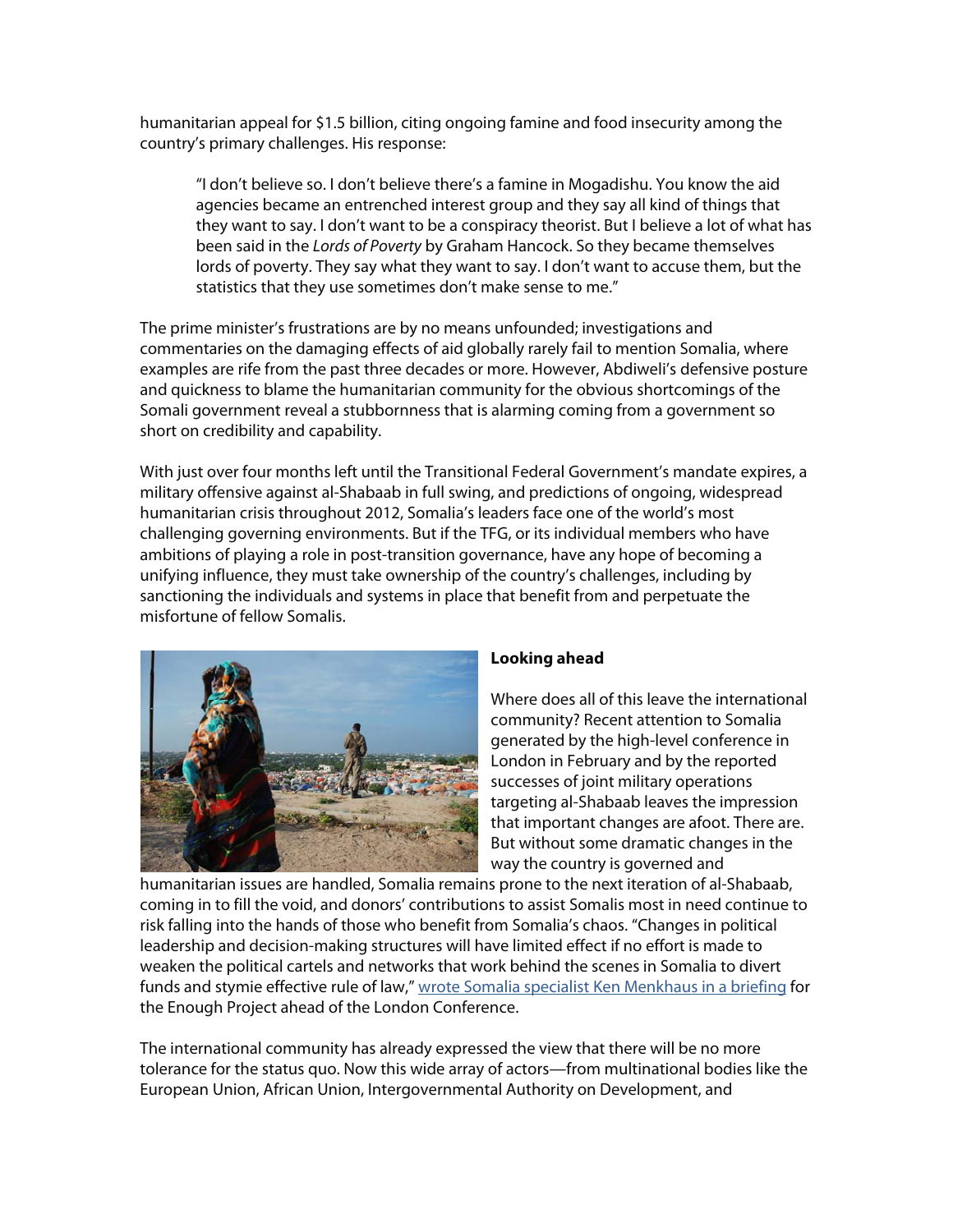humanitarian appeal for $1.5 billion, citing ongoing famine and food insecurity among the country's primary challenges. His response:

> "I don't believe so. I don't believe there's a famine in Mogadishu. You know the aid agencies became an entrenched interest group and they say all kind of things that they want to say. I don't want to be a conspiracy theorist. But I believe a lot of what has been said in the *Lords of Poverty* by Graham Hancock. So they became themselves lords of poverty. They say what they want to say. I don't want to accuse them, but the statistics that they use sometimes don't make sense to me."

The prime minister's frustrations are by no means unfounded; investigations and commentaries on the damaging effects of aid globally rarely fail to mention Somalia, where examples are rife from the past three decades or more. However, Abdiweli's defensive posture and quickness to blame the humanitarian community for the obvious shortcomings of the Somali government reveal a stubbornness that is alarming coming from a government so short on credibility and capability.

With just over four months left until the Transitional Federal Government's mandate expires, a military offensive against al-Shabaab in full swing, and predictions of ongoing, widespread humanitarian crisis throughout 2012, Somalia's leaders face one of the world's most challenging governing environments. But if the TFG, or its individual members who have ambitions of playing a role in post-transition governance, have any hope of becoming a unifying influence, they must take ownership of the country's challenges, including by sanctioning the individuals and systems in place that benefit from and perpetuate the misfortune of fellow Somalis.

**Looking ahead**

Where does all of this leave the international community? Recent attention to Somalia generated by the high-level conference in London in February and by the reported successes of joint military operations targeting al-Shabaab leaves the impression that important changes are afoot. There are. But without some dramatic changes in the way the country is governed and humanitarian issues are handled, Somalia remains prone to the next iteration of al-Shabaab, coming in to fill the void, and donors' contributions to assist Somalis most in need continue to risk falling into the hands of those who benefit from Somalia's chaos. "Changes in political leadership and decision-making structures will have limited effect if no effort is made to weaken the political cartels and networks that work behind the scenes in Somalia to divert funds and stymie effective rule of law," wrote Somalia specialist Ken Menkhaus in a briefing for the Enough Project ahead of the London Conference.

The international community has already expressed the view that there will be no more tolerance for the status quo. Now this wide array of actors—from multinational bodies like the European Union, African Union, Intergovernmental Authority on Development, and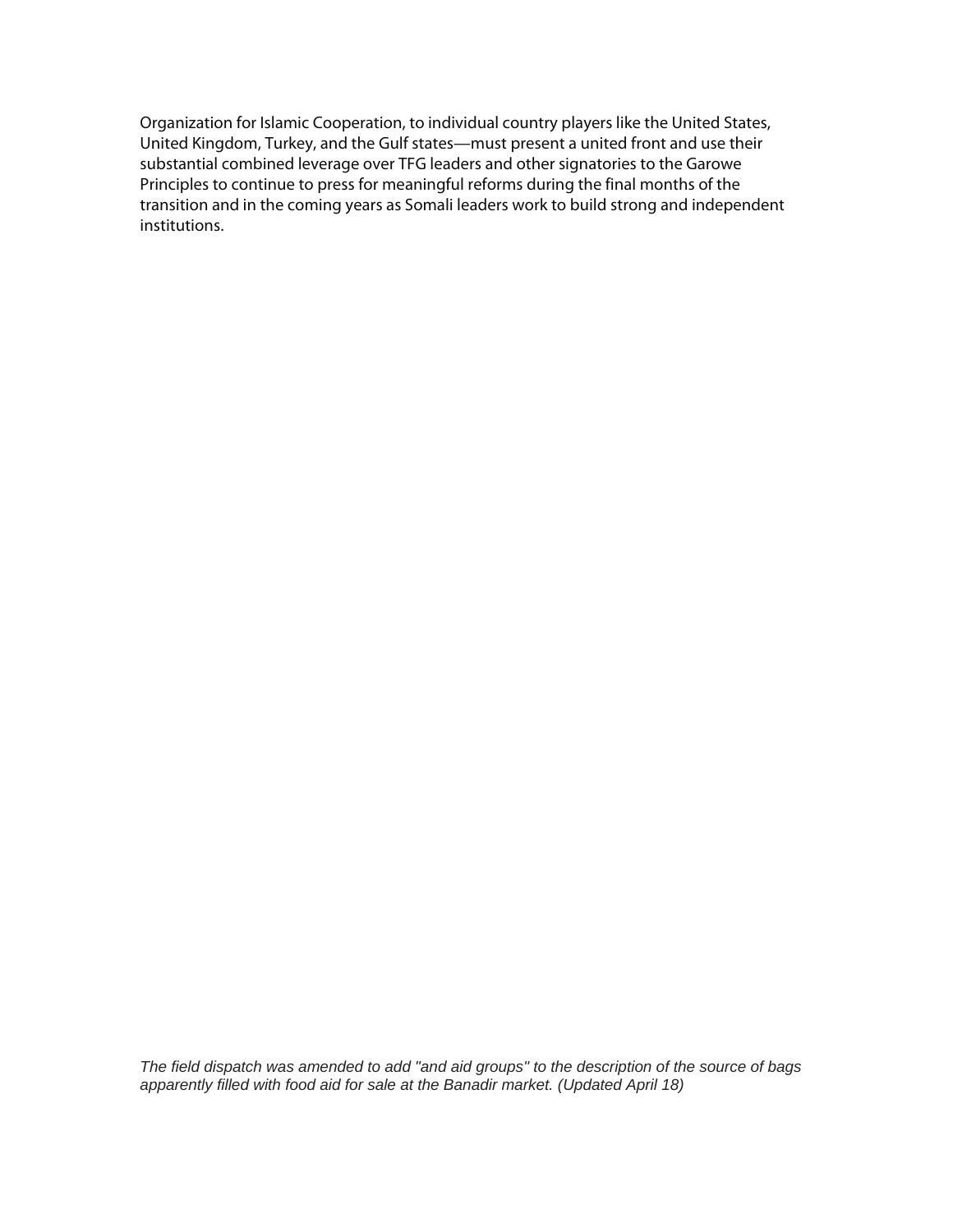Organization for Islamic Cooperation, to individual country players like the United States, United Kingdom, Turkey, and the Gulf states—must present a united front and use their substantial combined leverage over TFG leaders and other signatories to the Garowe Principles to continue to press for meaningful reforms during the final months of the transition and in the coming years as Somali leaders work to build strong and independent institutions.

*The field dispatch was amended to add "and aid groups" to the description of the source of bags apparently filled with food aid for sale at the Banadir market. (Updated April 18)*